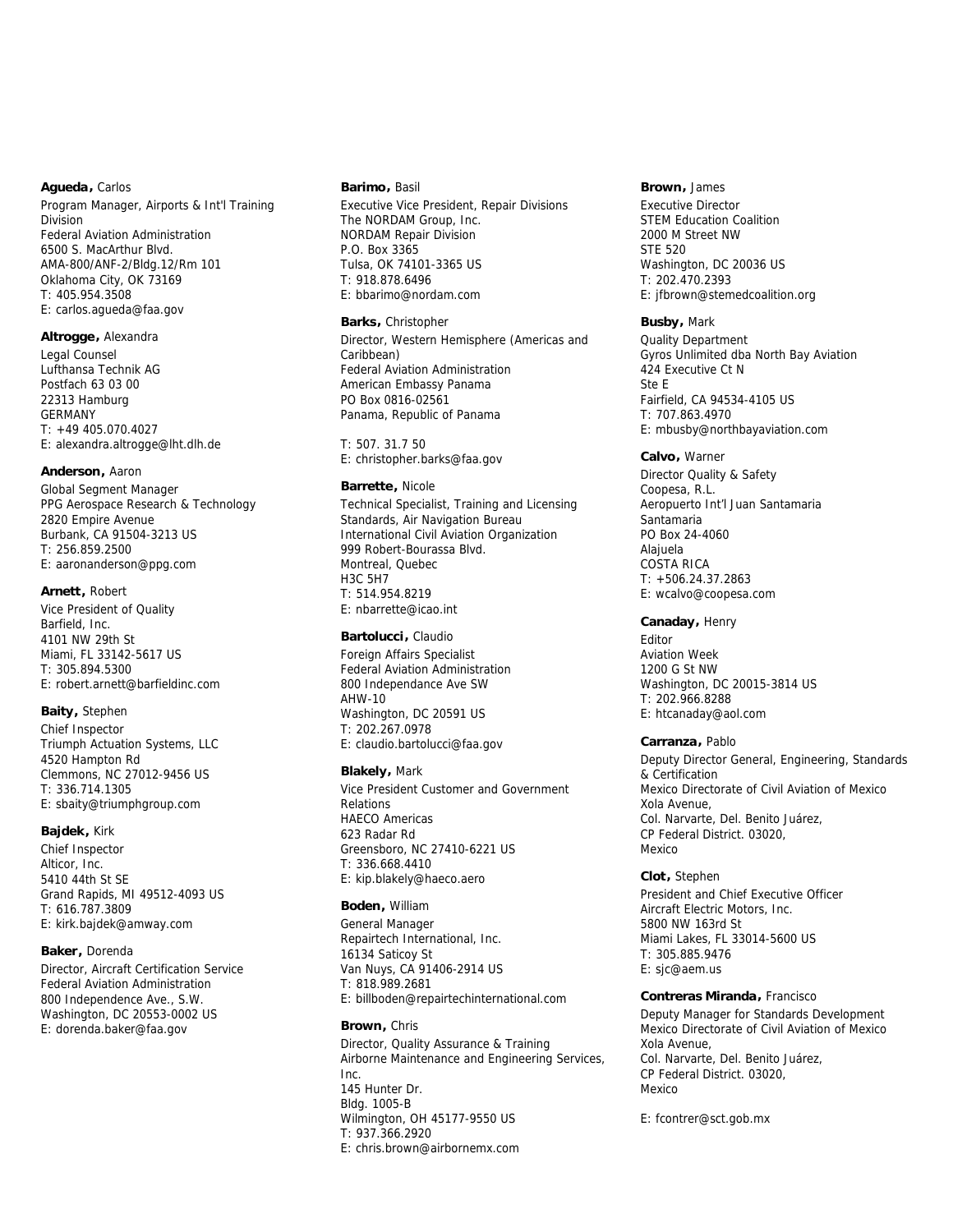**Agueda,** Carlos
Program Manager, Airports & Int'l Training Division
Federal Aviation Administration
6500 S. MacArthur Blvd.
AMA-800/ANF-2/Bldg.12/Rm 101
Oklahoma City, OK 73169
T: 405.954.3508
E: carlos.agueda@faa.gov

**Altrogge,** Alexandra
Legal Counsel
Lufthansa Technik AG
Postfach 63 03 00
22313 Hamburg
GERMANY
T: +49 405.070.4027
E: alexandra.altrogge@lht.dlh.de

**Anderson,** Aaron
Global Segment Manager
PPG Aerospace Research & Technology
2820 Empire Avenue
Burbank, CA 91504-3213 US
T: 256.859.2500
E: aaronanderson@ppg.com

**Arnett,** Robert
Vice President of Quality
Barfield, Inc.
4101 NW 29th St
Miami, FL 33142-5617 US
T: 305.894.5300
E: robert.arnett@barfieldinc.com

**Baity,** Stephen
Chief Inspector
Triumph Actuation Systems, LLC
4520 Hampton Rd
Clemmons, NC 27012-9456 US
T: 336.714.1305
E: sbaity@triumphgroup.com

**Bajdek,** Kirk
Chief Inspector
Alticor, Inc.
5410 44th St SE
Grand Rapids, MI 49512-4093 US
T: 616.787.3809
E: kirk.bajdek@amway.com

**Baker,** Dorenda
Director, Aircraft Certification Service
Federal Aviation Administration
800 Independence Ave., S.W.
Washington, DC 20553-0002 US
E: dorenda.baker@faa.gov

**Barimo,** Basil
Executive Vice President, Repair Divisions
The NORDAM Group, Inc.
NORDAM Repair Division
P.O. Box 3365
Tulsa, OK 74101-3365 US
T: 918.878.6496
E: bbarimo@nordam.com

**Barks,** Christopher
Director, Western Hemisphere (Americas and Caribbean)
Federal Aviation Administration
American Embassy Panama
PO Box 0816-02561
Panama, Republic of Panama

T: 507. 31.7 50
E: christopher.barks@faa.gov

**Barrette,** Nicole
Technical Specialist, Training and Licensing Standards, Air Navigation Bureau
International Civil Aviation Organization
999 Robert-Bourassa Blvd.
Montreal, Quebec
H3C 5H7
T: 514.954.8219
E: nbarrette@icao.int

**Bartolucci,** Claudio
Foreign Affairs Specialist
Federal Aviation Administration
800 Independance Ave SW
AHW-10
Washington, DC 20591 US
T: 202.267.0978
E: claudio.bartolucci@faa.gov

**Blakely,** Mark
Vice President Customer and Government Relations
HAECO Americas
623 Radar Rd
Greensboro, NC 27410-6221 US
T: 336.668.4410
E: kip.blakely@haeco.aero

**Boden,** William
General Manager
Repairtech International, Inc.
16134 Saticoy St
Van Nuys, CA 91406-2914 US
T: 818.989.2681
E: billboden@repairtechinternational.com

**Brown,** Chris
Director, Quality Assurance & Training
Airborne Maintenance and Engineering Services, Inc.
145 Hunter Dr.
Bldg. 1005-B
Wilmington, OH 45177-9550 US
T: 937.366.2920
E: chris.brown@airbornemx.com

**Brown,** James
Executive Director
STEM Education Coalition
2000 M Street NW
STE 520
Washington, DC 20036 US
T: 202.470.2393
E: jfbrown@stemedcoalition.org

**Busby,** Mark
Quality Department
Gyros Unlimited dba North Bay Aviation
424 Executive Ct N
Ste E
Fairfield, CA 94534-4105 US
T: 707.863.4970
E: mbusby@northbayaviation.com

**Calvo,** Warner
Director Quality & Safety
Coopesa, R.L.
Aeropuerto Int'l Juan Santamaria
Santamaria
PO Box 24-4060
Alajuela
COSTA RICA
T: +506.24.37.2863
E: wcalvo@coopesa.com

**Canaday,** Henry
Editor
Aviation Week
1200 G St NW
Washington, DC 20015-3814 US
T: 202.966.8288
E: htcanaday@aol.com

**Carranza,** Pablo
Deputy Director General, Engineering, Standards & Certification
Mexico Directorate of Civil Aviation of Mexico
Xola Avenue,
Col. Narvarte, Del. Benito Juárez,
CP Federal District. 03020,
Mexico

**Clot,** Stephen
President and Chief Executive Officer
Aircraft Electric Motors, Inc.
5800 NW 163rd St
Miami Lakes, FL 33014-5600 US
T: 305.885.9476
E: sjc@aem.us

**Contreras Miranda,** Francisco
Deputy Manager for Standards Development
Mexico Directorate of Civil Aviation of Mexico
Xola Avenue,
Col. Narvarte, Del. Benito Juárez,
CP Federal District. 03020,
Mexico

E: fcontrer@sct.gob.mx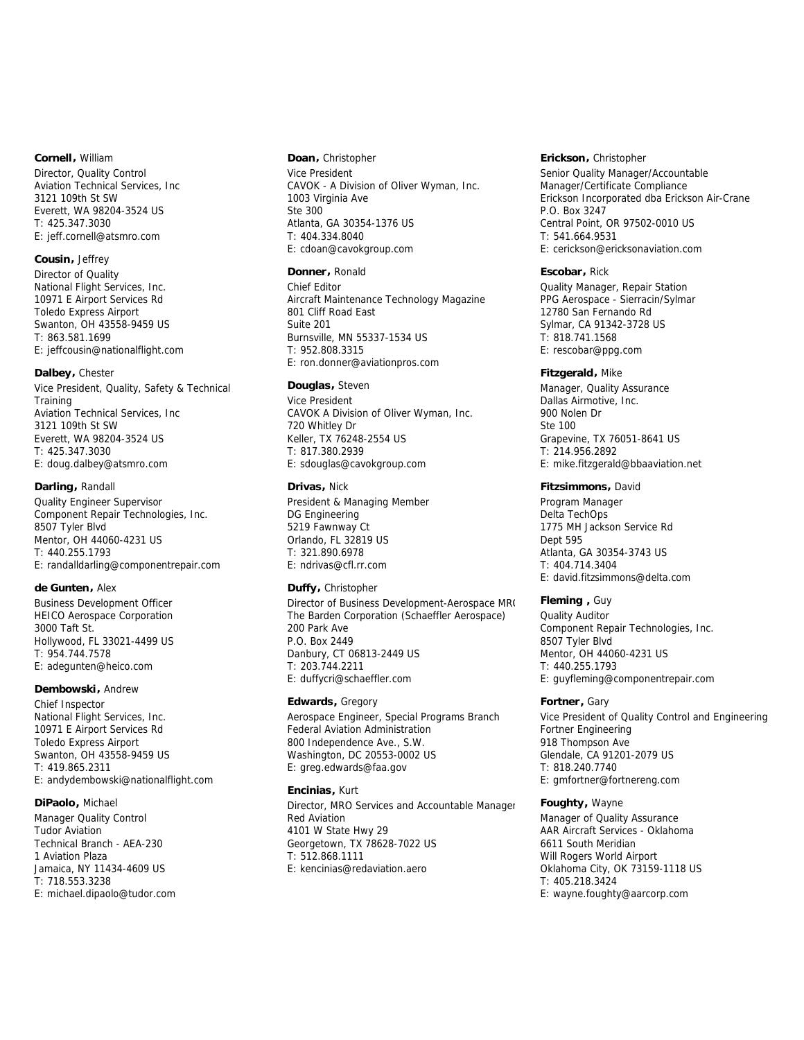**Cornell,** William
Director, Quality Control
Aviation Technical Services, Inc
3121 109th St SW
Everett, WA 98204-3524 US
T: 425.347.3030
E: jeff.cornell@atsmro.com

**Cousin,** Jeffrey
Director of Quality
National Flight Services, Inc.
10971 E Airport Services Rd
Toledo Express Airport
Swanton, OH 43558-9459 US
T: 863.581.1699
E: jeffcousin@nationalflight.com

**Dalbey,** Chester
Vice President, Quality, Safety & Technical Training
Aviation Technical Services, Inc
3121 109th St SW
Everett, WA 98204-3524 US
T: 425.347.3030
E: doug.dalbey@atsmro.com

**Darling,** Randall
Quality Engineer Supervisor
Component Repair Technologies, Inc.
8507 Tyler Blvd
Mentor, OH 44060-4231 US
T: 440.255.1793
E: randalldarling@componentrepair.com

**de Gunten,** Alex
Business Development Officer
HEICO Aerospace Corporation
3000 Taft St.
Hollywood, FL 33021-4499 US
T: 954.744.7578
E: adegunten@heico.com

**Dembowski,** Andrew
Chief Inspector
National Flight Services, Inc.
10971 E Airport Services Rd
Toledo Express Airport
Swanton, OH 43558-9459 US
T: 419.865.2311
E: andydembowski@nationalflight.com

**DiPaolo,** Michael
Manager Quality Control
Tudor Aviation
Technical Branch - AEA-230
1 Aviation Plaza
Jamaica, NY 11434-4609 US
T: 718.553.3238
E: michael.dipaolo@tudor.com

**Doan,** Christopher
Vice President
CAVOK - A Division of Oliver Wyman, Inc.
1003 Virginia Ave
Ste 300
Atlanta, GA 30354-1376 US
T: 404.334.8040
E: cdoan@cavokgroup.com

**Donner,** Ronald
Chief Editor
Aircraft Maintenance Technology Magazine
801 Cliff Road East
Suite 201
Burnsville, MN 55337-1534 US
T: 952.808.3315
E: ron.donner@aviationpros.com

**Douglas,** Steven
Vice President
CAVOK A Division of Oliver Wyman, Inc.
720 Whitley Dr
Keller, TX 76248-2554 US
T: 817.380.2939
E: sdouglas@cavokgroup.com

**Drivas,** Nick
President & Managing Member
DG Engineering
5219 Fawnway Ct
Orlando, FL 32819 US
T: 321.890.6978
E: ndrivas@cfl.rr.com

**Duffy,** Christopher
Director of Business Development-Aerospace MRO
The Barden Corporation (Schaeffler Aerospace)
200 Park Ave
P.O. Box 2449
Danbury, CT 06813-2449 US
T: 203.744.2211
E: duffycri@schaeffler.com

**Edwards,** Gregory
Aerospace Engineer, Special Programs Branch
Federal Aviation Administration
800 Independence Ave., S.W.
Washington, DC 20553-0002 US
E: greg.edwards@faa.gov

**Encinias,** Kurt
Director, MRO Services and Accountable Manager
Red Aviation
4101 W State Hwy 29
Georgetown, TX 78628-7022 US
T: 512.868.1111
E: kencinias@redaviation.aero

**Erickson,** Christopher
Senior Quality Manager/Accountable Manager/Certificate Compliance
Erickson Incorporated dba Erickson Air-Crane
P.O. Box 3247
Central Point, OR 97502-0010 US
T: 541.664.9531
E: cerickson@ericksonaviation.com

**Escobar,** Rick
Quality Manager, Repair Station
PPG Aerospace - Sierracin/Sylmar
12780 San Fernando Rd
Sylmar, CA 91342-3728 US
T: 818.741.1568
E: rescobar@ppg.com

**Fitzgerald,** Mike
Manager, Quality Assurance
Dallas Airmotive, Inc.
900 Nolen Dr
Ste 100
Grapevine, TX 76051-8641 US
T: 214.956.2892
E: mike.fitzgerald@bbaaviation.net

**Fitzsimmons,** David
Program Manager
Delta TechOps
1775 MH Jackson Service Rd
Dept 595
Atlanta, GA 30354-3743 US
T: 404.714.3404
E: david.fitzsimmons@delta.com

**Fleming ,** Guy
Quality Auditor
Component Repair Technologies, Inc.
8507 Tyler Blvd
Mentor, OH 44060-4231 US
T: 440.255.1793
E: guyfleming@componentrepair.com

**Fortner,** Gary
Vice President of Quality Control and Engineering
Fortner Engineering
918 Thompson Ave
Glendale, CA 91201-2079 US
T: 818.240.7740
E: gmfortner@fortnereng.com

**Foughty,** Wayne
Manager of Quality Assurance
AAR Aircraft Services - Oklahoma
6611 South Meridian
Will Rogers World Airport
Oklahoma City, OK 73159-1118 US
T: 405.218.3424
E: wayne.foughty@aarcorp.com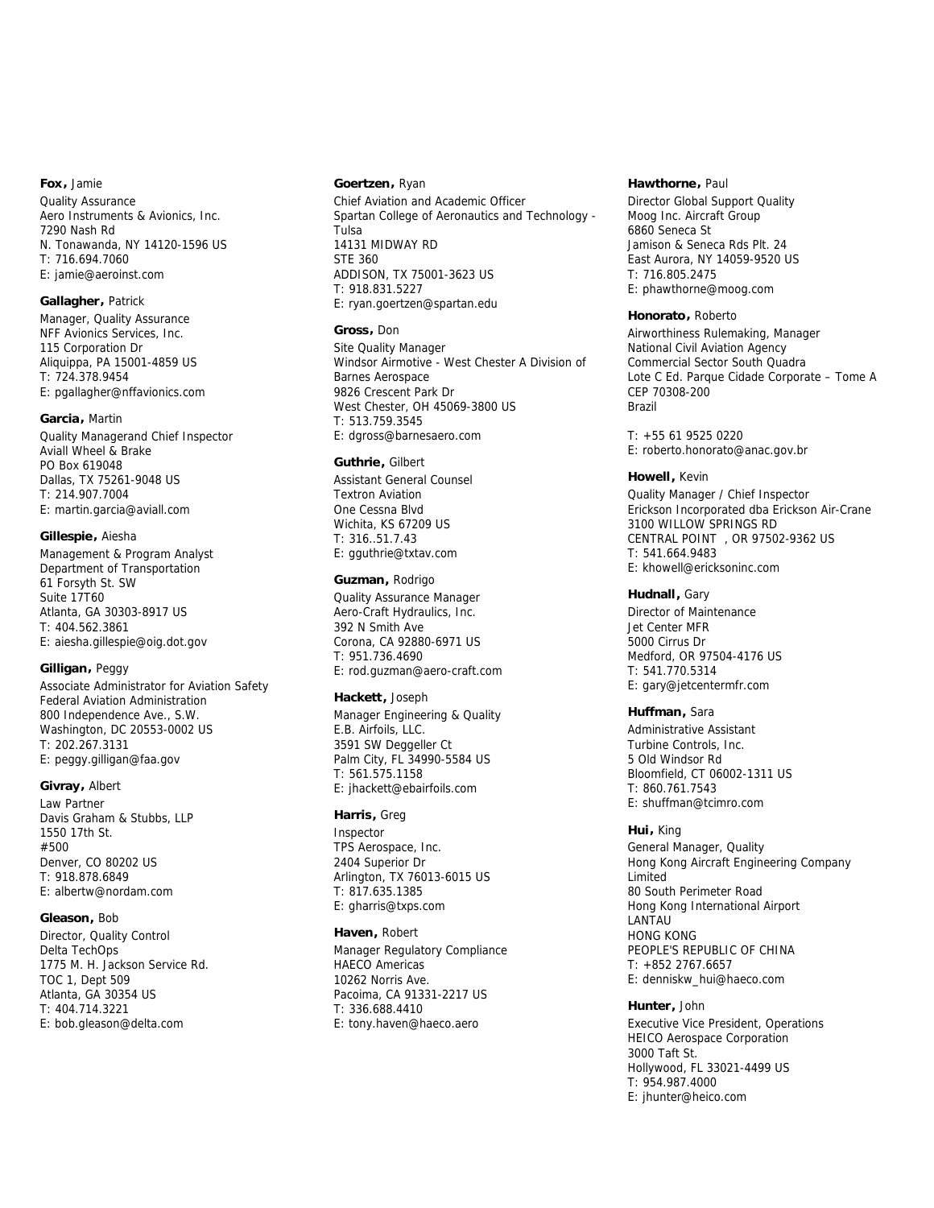**Fox,** Jamie
Quality Assurance
Aero Instruments & Avionics, Inc.
7290 Nash Rd
N. Tonawanda, NY 14120-1596 US
T: 716.694.7060
E: jamie@aeroinst.com

**Gallagher,** Patrick
Manager, Quality Assurance
NFF Avionics Services, Inc.
115 Corporation Dr
Aliquippa, PA 15001-4859 US
T: 724.378.9454
E: pgallagher@nffavionics.com

**Garcia,** Martin
Quality Managerand Chief Inspector
Aviall Wheel & Brake
PO Box 619048
Dallas, TX 75261-9048 US
T: 214.907.7004
E: martin.garcia@aviall.com

**Gillespie,** Aiesha
Management & Program Analyst
Department of Transportation
61 Forsyth St. SW
Suite 17T60
Atlanta, GA 30303-8917 US
T: 404.562.3861
E: aiesha.gillespie@oig.dot.gov

**Gilligan,** Peggy
Associate Administrator for Aviation Safety
Federal Aviation Administration
800 Independence Ave., S.W.
Washington, DC 20553-0002 US
T: 202.267.3131
E: peggy.gilligan@faa.gov

**Givray,** Albert
Law Partner
Davis Graham & Stubbs, LLP
1550 17th St.
#500
Denver, CO 80202 US
T: 918.878.6849
E: albertw@nordam.com

**Gleason,** Bob
Director, Quality Control
Delta TechOps
1775 M. H. Jackson Service Rd.
TOC 1, Dept 509
Atlanta, GA 30354 US
T: 404.714.3221
E: bob.gleason@delta.com

**Goertzen,** Ryan
Chief Aviation and Academic Officer
Spartan College of Aeronautics and Technology - Tulsa
14131 MIDWAY RD
STE 360
ADDISON, TX 75001-3623 US
T: 918.831.5227
E: ryan.goertzen@spartan.edu

**Gross,** Don
Site Quality Manager
Windsor Airmotive - West Chester A Division of Barnes Aerospace
9826 Crescent Park Dr
West Chester, OH 45069-3800 US
T: 513.759.3545
E: dgross@barnesaero.com

**Guthrie,** Gilbert
Assistant General Counsel
Textron Aviation
One Cessna Blvd
Wichita, KS 67209 US
T: 316..51.7.43
E: gguthrie@txtav.com

**Guzman,** Rodrigo
Quality Assurance Manager
Aero-Craft Hydraulics, Inc.
392 N Smith Ave
Corona, CA 92880-6971 US
T: 951.736.4690
E: rod.guzman@aero-craft.com

**Hackett,** Joseph
Manager Engineering & Quality
E.B. Airfoils, LLC.
3591 SW Deggeller Ct
Palm City, FL 34990-5584 US
T: 561.575.1158
E: jhackett@ebairfoils.com

**Harris,** Greg
Inspector
TPS Aerospace, Inc.
2404 Superior Dr
Arlington, TX 76013-6015 US
T: 817.635.1385
E: gharris@txps.com

**Haven,** Robert
Manager Regulatory Compliance
HAECO Americas
10262 Norris Ave.
Pacoima, CA 91331-2217 US
T: 336.688.4410
E: tony.haven@haeco.aero

**Hawthorne,** Paul
Director Global Support Quality
Moog Inc. Aircraft Group
6860 Seneca St
Jamison & Seneca Rds Plt. 24
East Aurora, NY 14059-9520 US
T: 716.805.2475
E: phawthorne@moog.com

**Honorato,** Roberto
Airworthiness Rulemaking, Manager
National Civil Aviation Agency
Commercial Sector South Quadra
Lote C Ed. Parque Cidade Corporate – Tome A
CEP 70308-200
Brazil

T: +55 61 9525 0220
E: roberto.honorato@anac.gov.br

**Howell,** Kevin
Quality Manager / Chief Inspector
Erickson Incorporated dba Erickson Air-Crane
3100 WILLOW SPRINGS RD
CENTRAL POINT , OR 97502-9362 US
T: 541.664.9483
E: khowell@ericksoninc.com

**Hudnall,** Gary
Director of Maintenance
Jet Center MFR
5000 Cirrus Dr
Medford, OR 97504-4176 US
T: 541.770.5314
E: gary@jetcentermfr.com

**Huffman,** Sara
Administrative Assistant
Turbine Controls, Inc.
5 Old Windsor Rd
Bloomfield, CT 06002-1311 US
T: 860.761.7543
E: shuffman@tcimro.com

**Hui,** King
General Manager, Quality
Hong Kong Aircraft Engineering Company Limited
80 South Perimeter Road
Hong Kong International Airport
LANTAU
HONG KONG
PEOPLE'S REPUBLIC OF CHINA
T: +852 2767.6657
E: denniskw_hui@haeco.com

**Hunter,** John
Executive Vice President, Operations
HEICO Aerospace Corporation
3000 Taft St.
Hollywood, FL 33021-4499 US
T: 954.987.4000
E: jhunter@heico.com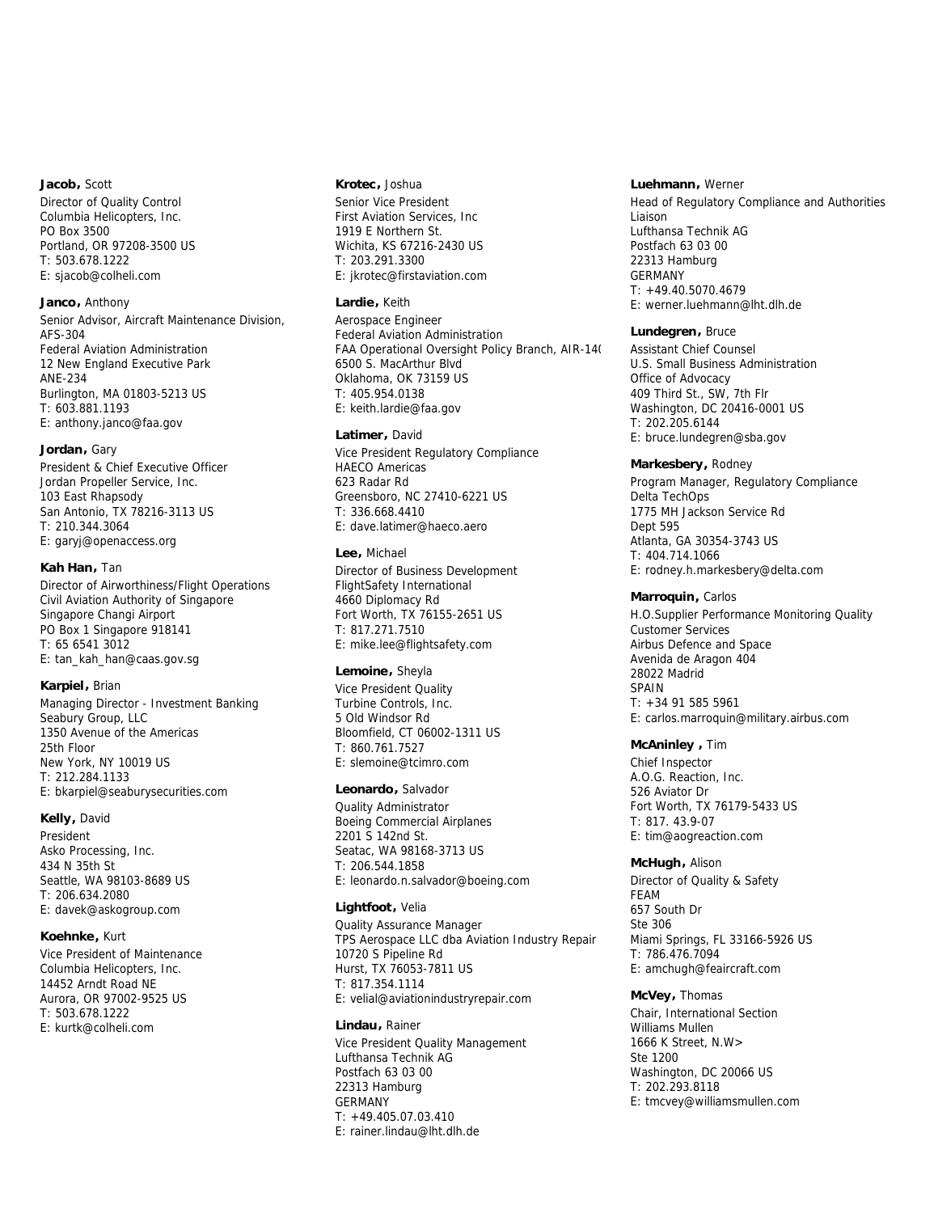**Jacob,** Scott
Director of Quality Control
Columbia Helicopters, Inc.
PO Box 3500
Portland, OR 97208-3500 US
T: 503.678.1222
E: sjacob@colheli.com

**Janco,** Anthony
Senior Advisor, Aircraft Maintenance Division, AFS-304
Federal Aviation Administration
12 New England Executive Park
ANE-234
Burlington, MA 01803-5213 US
T: 603.881.1193
E: anthony.janco@faa.gov

**Jordan,** Gary
President & Chief Executive Officer
Jordan Propeller Service, Inc.
103 East Rhapsody
San Antonio, TX 78216-3113 US
T: 210.344.3064
E: garyj@openaccess.org

**Kah Han,** Tan
Director of Airworthiness/Flight Operations
Civil Aviation Authority of Singapore
Singapore Changi Airport
PO Box 1 Singapore 918141
T: 65 6541 3012
E: tan_kah_han@caas.gov.sg

**Karpiel,** Brian
Managing Director - Investment Banking
Seabury Group, LLC
1350 Avenue of the Americas
25th Floor
New York, NY 10019 US
T: 212.284.1133
E: bkarpiel@seaburysecurities.com

**Kelly,** David
President
Asko Processing, Inc.
434 N 35th St
Seattle, WA 98103-8689 US
T: 206.634.2080
E: davek@askogroup.com

**Koehnke,** Kurt
Vice President of Maintenance
Columbia Helicopters, Inc.
14452 Arndt Road NE
Aurora, OR 97002-9525 US
T: 503.678.1222
E: kurtk@colheli.com

**Krotec,** Joshua
Senior Vice President
First Aviation Services, Inc
1919 E Northern St.
Wichita, KS 67216-2430 US
T: 203.291.3300
E: jkrotec@firstaviation.com

**Lardie,** Keith
Aerospace Engineer
Federal Aviation Administration
FAA Operational Oversight Policy Branch, AIR-14(
6500 S. MacArthur Blvd
Oklahoma, OK 73159 US
T: 405.954.0138
E: keith.lardie@faa.gov

**Latimer,** David
Vice President Regulatory Compliance
HAECO Americas
623 Radar Rd
Greensboro, NC 27410-6221 US
T: 336.668.4410
E: dave.latimer@haeco.aero

**Lee,** Michael
Director of Business Development
FlightSafety International
4660 Diplomacy Rd
Fort Worth, TX 76155-2651 US
T: 817.271.7510
E: mike.lee@flightsafety.com

**Lemoine,** Sheyla
Vice President Quality
Turbine Controls, Inc.
5 Old Windsor Rd
Bloomfield, CT 06002-1311 US
T: 860.761.7527
E: slemoine@tcimro.com

**Leonardo,** Salvador
Quality Administrator
Boeing Commercial Airplanes
2201 S 142nd St.
Seatac, WA 98168-3713 US
T: 206.544.1858
E: leonardo.n.salvador@boeing.com

**Lightfoot,** Velia
Quality Assurance Manager
TPS Aerospace LLC dba Aviation Industry Repair
10720 S Pipeline Rd
Hurst, TX 76053-7811 US
T: 817.354.1114
E: velial@aviationindustryrepair.com

**Lindau,** Rainer
Vice President Quality Management
Lufthansa Technik AG
Postfach 63 03 00
22313 Hamburg
GERMANY
T: +49.405.07.03.410
E: rainer.lindau@lht.dlh.de

**Luehmann,** Werner
Head of Regulatory Compliance and Authorities Liaison
Lufthansa Technik AG
Postfach 63 03 00
22313 Hamburg
GERMANY
T: +49.40.5070.4679
E: werner.luehmann@lht.dlh.de

**Lundegren,** Bruce
Assistant Chief Counsel
U.S. Small Business Administration
Office of Advocacy
409 Third St., SW, 7th Flr
Washington, DC 20416-0001 US
T: 202.205.6144
E: bruce.lundegren@sba.gov

**Markesbery,** Rodney
Program Manager, Regulatory Compliance
Delta TechOps
1775 MH Jackson Service Rd
Dept 595
Atlanta, GA 30354-3743 US
T: 404.714.1066
E: rodney.h.markesbery@delta.com

**Marroquin,** Carlos
H.O.Supplier Performance Monitoring Quality Customer Services
Airbus Defence and Space
Avenida de Aragon 404
28022 Madrid
SPAIN
T: +34 91 585 5961
E: carlos.marroquin@military.airbus.com

**McAninley ,** Tim
Chief Inspector
A.O.G. Reaction, Inc.
526 Aviator Dr
Fort Worth, TX 76179-5433 US
T: 817. 43.9-07
E: tim@aogreaction.com

**McHugh,** Alison
Director of Quality & Safety
FEAM
657 South Dr
Ste 306
Miami Springs, FL 33166-5926 US
T: 786.476.7094
E: amchugh@feaircraft.com

**McVey,** Thomas
Chair, International Section
Williams Mullen
1666 K Street, N.W>
Ste 1200
Washington, DC 20066 US
T: 202.293.8118
E: tmcvey@williamsmullen.com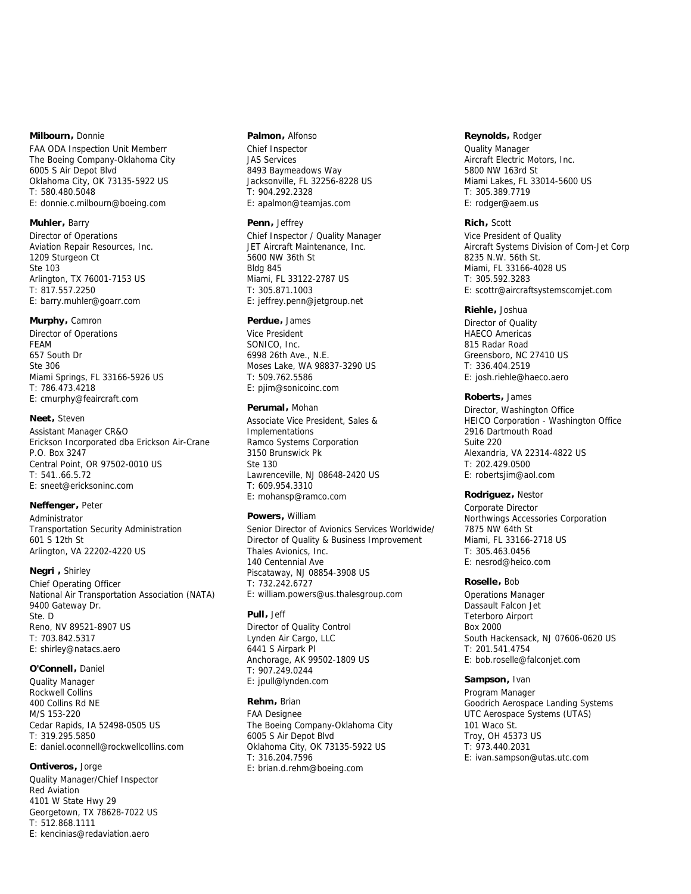**Milbourn,** Donnie
FAA ODA Inspection Unit Memberr
The Boeing Company-Oklahoma City
6005 S Air Depot Blvd
Oklahoma City, OK 73135-5922 US
T: 580.480.5048
E: donnie.c.milbourn@boeing.com

**Muhler,** Barry
Director of Operations
Aviation Repair Resources, Inc.
1209 Sturgeon Ct
Ste 103
Arlington, TX 76001-7153 US
T: 817.557.2250
E: barry.muhler@goarr.com

**Murphy,** Camron
Director of Operations
FEAM
657 South Dr
Ste 306
Miami Springs, FL 33166-5926 US
T: 786.473.4218
E: cmurphy@feaircraft.com

**Neet,** Steven
Assistant Manager CR&O
Erickson Incorporated dba Erickson Air-Crane
P.O. Box 3247
Central Point, OR 97502-0010 US
T: 541..66.5.72
E: sneet@ericksoninc.com

**Neffenger,** Peter
Administrator
Transportation Security Administration
601 S 12th St
Arlington, VA 22202-4220 US

**Negri ,** Shirley
Chief Operating Officer
National Air Transportation Association (NATA)
9400 Gateway Dr.
Ste. D
Reno, NV 89521-8907 US
T: 703.842.5317
E: shirley@natacs.aero

**O'Connell,** Daniel
Quality Manager
Rockwell Collins
400 Collins Rd NE
M/S 153-220
Cedar Rapids, IA 52498-0505 US
T: 319.295.5850
E: daniel.oconnell@rockwellcollins.com

**Ontiveros,** Jorge
Quality Manager/Chief Inspector
Red Aviation
4101 W State Hwy 29
Georgetown, TX 78628-7022 US
T: 512.868.1111
E: kencinias@redaviation.aero

**Palmon,** Alfonso
Chief Inspector
JAS Services
8493 Baymeadows Way
Jacksonville, FL 32256-8228 US
T: 904.292.2328
E: apalmon@teamjas.com

**Penn,** Jeffrey
Chief Inspector / Quality Manager
JET Aircraft Maintenance, Inc.
5600 NW 36th St
Bldg 845
Miami, FL 33122-2787 US
T: 305.871.1003
E: jeffrey.penn@jetgroup.net

**Perdue,** James
Vice President
SONICO, Inc.
6998 26th Ave., N.E.
Moses Lake, WA 98837-3290 US
T: 509.762.5586
E: pjim@sonicoinc.com

**Perumal,** Mohan
Associate Vice President, Sales & Implementations
Ramco Systems Corporation
3150 Brunswick Pk
Ste 130
Lawrenceville, NJ 08648-2420 US
T: 609.954.3310
E: mohansp@ramco.com

**Powers,** William
Senior Director of Avionics Services Worldwide/ Director of Quality & Business Improvement
Thales Avionics, Inc.
140 Centennial Ave
Piscataway, NJ 08854-3908 US
T: 732.242.6727
E: william.powers@us.thalesgroup.com

**Pull,** Jeff
Director of Quality Control
Lynden Air Cargo, LLC
6441 S Airpark Pl
Anchorage, AK 99502-1809 US
T: 907.249.0244
E: jpull@lynden.com

**Rehm,** Brian
FAA Designee
The Boeing Company-Oklahoma City
6005 S Air Depot Blvd
Oklahoma City, OK 73135-5922 US
T: 316.204.7596
E: brian.d.rehm@boeing.com

**Reynolds,** Rodger
Quality Manager
Aircraft Electric Motors, Inc.
5800 NW 163rd St
Miami Lakes, FL 33014-5600 US
T: 305.389.7719
E: rodger@aem.us

**Rich,** Scott
Vice President of Quality
Aircraft Systems Division of Com-Jet Corp
8235 N.W. 56th St.
Miami, FL 33166-4028 US
T: 305.592.3283
E: scottr@aircraftsystemscomjet.com

**Riehle,** Joshua
Director of Quality
HAECO Americas
815 Radar Road
Greensboro, NC 27410 US
T: 336.404.2519
E: josh.riehle@haeco.aero

**Roberts,** James
Director, Washington Office
HEICO Corporation - Washington Office
2916 Dartmouth Road
Suite 220
Alexandria, VA 22314-4822 US
T: 202.429.0500
E: robertsjim@aol.com

**Rodriguez,** Nestor
Corporate Director
Northwings Accessories Corporation
7875 NW 64th St
Miami, FL 33166-2718 US
T: 305.463.0456
E: nesrod@heico.com

**Roselle,** Bob
Operations Manager
Dassault Falcon Jet
Teterboro Airport
Box 2000
South Hackensack, NJ 07606-0620 US
T: 201.541.4754
E: bob.roselle@falconjet.com

**Sampson,** Ivan
Program Manager
Goodrich Aerospace Landing Systems
UTC Aerospace Systems (UTAS)
101 Waco St.
Troy, OH 45373 US
T: 973.440.2031
E: ivan.sampson@utas.utc.com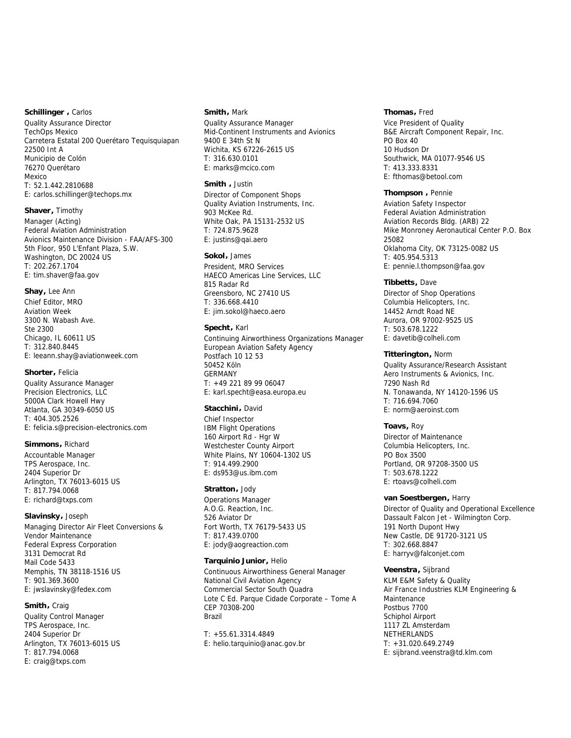**Schillinger ,** Carlos
Quality Assurance Director
TechOps Mexico
Carretera Estatal 200 Querétaro Tequisquiapan
22500 Int A
Municipio de Colón
76270 Querétaro
Mexico
T: 52.1.442.2810688
E: carlos.schillinger@techops.mx

**Shaver,** Timothy
Manager (Acting)
Federal Aviation Administration
Avionics Maintenance Division - FAA/AFS-300
5th Floor, 950 L'Enfant Plaza, S.W.
Washington, DC 20024 US
T: 202.267.1704
E: tim.shaver@faa.gov

**Shay,** Lee Ann
Chief Editor, MRO
Aviation Week
3300 N. Wabash Ave.
Ste 2300
Chicago, IL 60611 US
T: 312.840.8445
E: leeann.shay@aviationweek.com

**Shorter,** Felicia
Quality Assurance Manager
Precision Electronics, LLC
5000A Clark Howell Hwy
Atlanta, GA 30349-6050 US
T: 404.305.2526
E: felicia.s@precision-electronics.com

**Simmons,** Richard
Accountable Manager
TPS Aerospace, Inc.
2404 Superior Dr
Arlington, TX 76013-6015 US
T: 817.794.0068
E: richard@txps.com

**Slavinsky,** Joseph
Managing Director Air Fleet Conversions & Vendor Maintenance
Federal Express Corporation
3131 Democrat Rd
Mail Code 5433
Memphis, TN 38118-1516 US
T: 901.369.3600
E: jwslavinsky@fedex.com

**Smith,** Craig
Quality Control Manager
TPS Aerospace, Inc.
2404 Superior Dr
Arlington, TX 76013-6015 US
T: 817.794.0068
E: craig@txps.com

**Smith,** Mark
Quality Assurance Manager
Mid-Continent Instruments and Avionics
9400 E 34th St N
Wichita, KS 67226-2615 US
T: 316.630.0101
E: marks@mcico.com

**Smith ,** Justin
Director of Component Shops
Quality Aviation Instruments, Inc.
903 McKee Rd.
White Oak, PA 15131-2532 US
T: 724.875.9628
E: justins@qai.aero

**Sokol,** James
President, MRO Services
HAECO Americas Line Services, LLC
815 Radar Rd
Greensboro, NC 27410 US
T: 336.668.4410
E: jim.sokol@haeco.aero

**Specht,** Karl
Continuing Airworthiness Organizations Manager
European Aviation Safety Agency
Postfach 10 12 53
50452 Köln
GERMANY
T: +49 221 89 99 06047
E: karl.specht@easa.europa.eu

**Stacchini,** David
Chief Inspector
IBM Flight Operations
160 Airport Rd - Hgr W
Westchester County Airport
White Plains, NY 10604-1302 US
T: 914.499.2900
E: ds953@us.ibm.com

**Stratton,** Jody
Operations Manager
A.O.G. Reaction, Inc.
526 Aviator Dr
Fort Worth, TX 76179-5433 US
T: 817.439.0700
E: jody@aogreaction.com

**Tarquinio Junior,** Helio
Continuous Airworthiness General Manager
National Civil Aviation Agency
Commercial Sector South Quadra
Lote C Ed. Parque Cidade Corporate – Tome A
CEP 70308-200
Brazil

T: +55.61.3314.4849
E: helio.tarquinio@anac.gov.br

**Thomas,** Fred
Vice President of Quality
B&E Aircraft Component Repair, Inc.
PO Box 40
10 Hudson Dr
Southwick, MA 01077-9546 US
T: 413.333.8331
E: fthomas@betool.com

**Thompson ,** Pennie
Aviation Safety Inspector
Federal Aviation Administration
Aviation Records Bldg. (ARB) 22
Mike Monroney Aeronautical Center P.O. Box 25082
Oklahoma City, OK 73125-0082 US
T: 405.954.5313
E: pennie.l.thompson@faa.gov

**Tibbetts,** Dave
Director of Shop Operations
Columbia Helicopters, Inc.
14452 Arndt Road NE
Aurora, OR 97002-9525 US
T: 503.678.1222
E: davetib@colheli.com

**Titterington,** Norm
Quality Assurance/Research Assistant
Aero Instruments & Avionics, Inc.
7290 Nash Rd
N. Tonawanda, NY 14120-1596 US
T: 716.694.7060
E: norm@aeroinst.com

**Toavs,** Roy
Director of Maintenance
Columbia Helicopters, Inc.
PO Box 3500
Portland, OR 97208-3500 US
T: 503.678.1222
E: rtoavs@colheli.com

**van Soestbergen,** Harry
Director of Quality and Operational Excellence
Dassault Falcon Jet - Wilmington Corp.
191 North Dupont Hwy
New Castle, DE 91720-3121 US
T: 302.668.8847
E: harryv@falconjet.com

**Veenstra,** Sijbrand
KLM E&M Safety & Quality
Air France Industries KLM Engineering & Maintenance
Postbus 7700
Schiphol Airport
1117 ZL Amsterdam
NETHERLANDS
T: +31.020.649.2749
E: sijbrand.veenstra@td.klm.com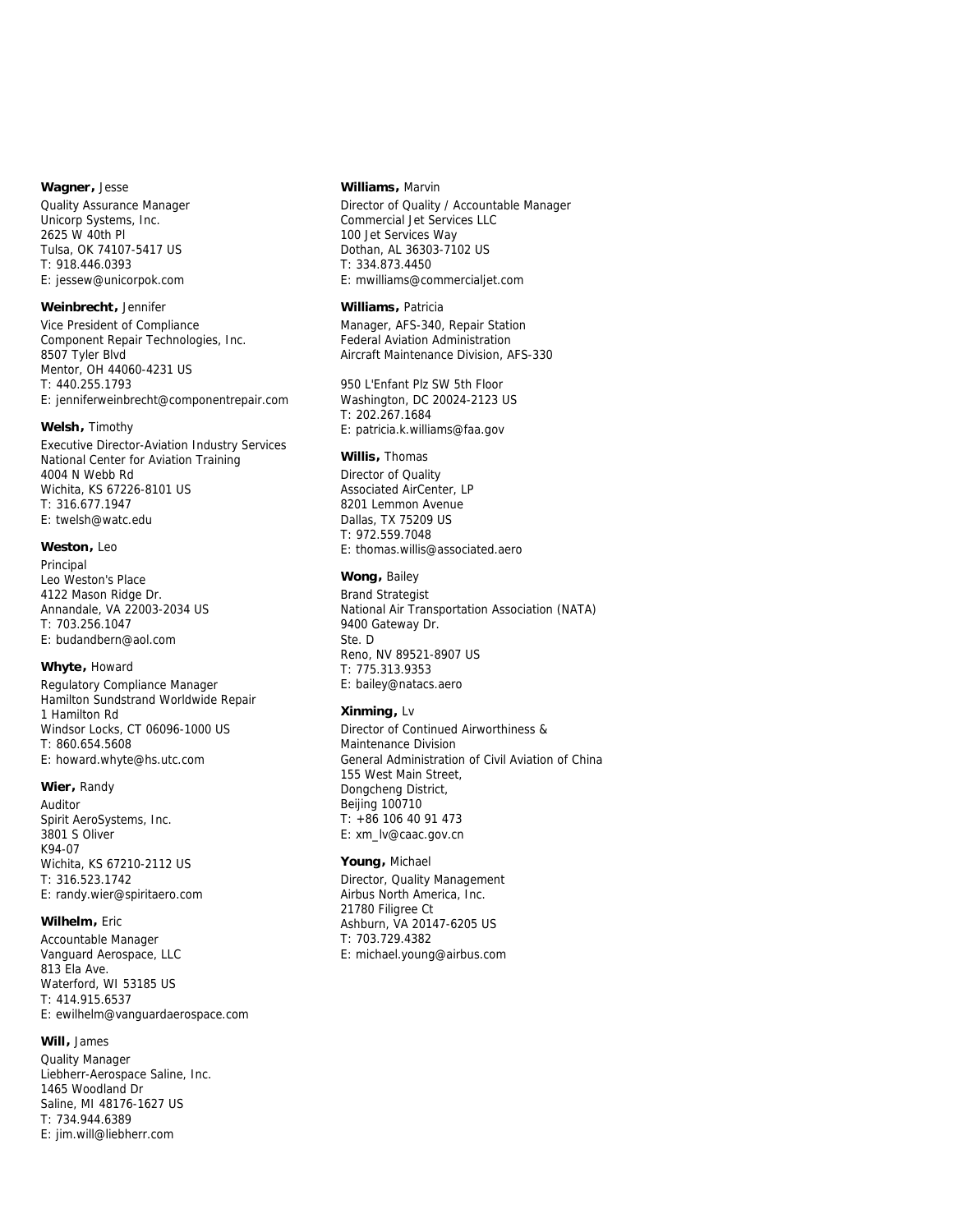**Wagner,** Jesse
Quality Assurance Manager
Unicorp Systems, Inc.
2625 W 40th Pl
Tulsa, OK 74107-5417 US
T: 918.446.0393
E: jessew@unicorpok.com

**Weinbrecht,** Jennifer
Vice President of Compliance
Component Repair Technologies, Inc.
8507 Tyler Blvd
Mentor, OH 44060-4231 US
T: 440.255.1793
E: jenniferweinbrecht@componentrepair.com

**Welsh,** Timothy
Executive Director-Aviation Industry Services
National Center for Aviation Training
4004 N Webb Rd
Wichita, KS 67226-8101 US
T: 316.677.1947
E: twelsh@watc.edu

**Weston,** Leo
Principal
Leo Weston's Place
4122 Mason Ridge Dr.
Annandale, VA 22003-2034 US
T: 703.256.1047
E: budandbern@aol.com

**Whyte,** Howard
Regulatory Compliance Manager
Hamilton Sundstrand Worldwide Repair
1 Hamilton Rd
Windsor Locks, CT 06096-1000 US
T: 860.654.5608
E: howard.whyte@hs.utc.com

**Wier,** Randy
Auditor
Spirit AeroSystems, Inc.
3801 S Oliver
K94-07
Wichita, KS 67210-2112 US
T: 316.523.1742
E: randy.wier@spiritaero.com

**Wilhelm,** Eric
Accountable Manager
Vanguard Aerospace, LLC
813 Ela Ave.
Waterford, WI 53185 US
T: 414.915.6537
E: ewilhelm@vanguardaerospace.com

**Will,** James
Quality Manager
Liebherr-Aerospace Saline, Inc.
1465 Woodland Dr
Saline, MI 48176-1627 US
T: 734.944.6389
E: jim.will@liebherr.com

**Williams,** Marvin
Director of Quality / Accountable Manager
Commercial Jet Services LLC
100 Jet Services Way
Dothan, AL 36303-7102 US
T: 334.873.4450
E: mwilliams@commercialjet.com

**Williams,** Patricia
Manager, AFS-340, Repair Station
Federal Aviation Administration
Aircraft Maintenance Division, AFS-330

950 L'Enfant Plz SW 5th Floor
Washington, DC 20024-2123 US
T: 202.267.1684
E: patricia.k.williams@faa.gov

**Willis,** Thomas
Director of Quality
Associated AirCenter, LP
8201 Lemmon Avenue
Dallas, TX 75209 US
T: 972.559.7048
E: thomas.willis@associated.aero

**Wong,** Bailey
Brand Strategist
National Air Transportation Association (NATA)
9400 Gateway Dr.
Ste. D
Reno, NV 89521-8907 US
T: 775.313.9353
E: bailey@natacs.aero

**Xinming,** Lv
Director of Continued Airworthiness &
Maintenance Division
General Administration of Civil Aviation of China
155 West Main Street,
Dongcheng District,
Beijing 100710
T: +86 106 40 91 473
E: xm_lv@caac.gov.cn

**Young,** Michael
Director, Quality Management
Airbus North America, Inc.
21780 Filigree Ct
Ashburn, VA 20147-6205 US
T: 703.729.4382
E: michael.young@airbus.com